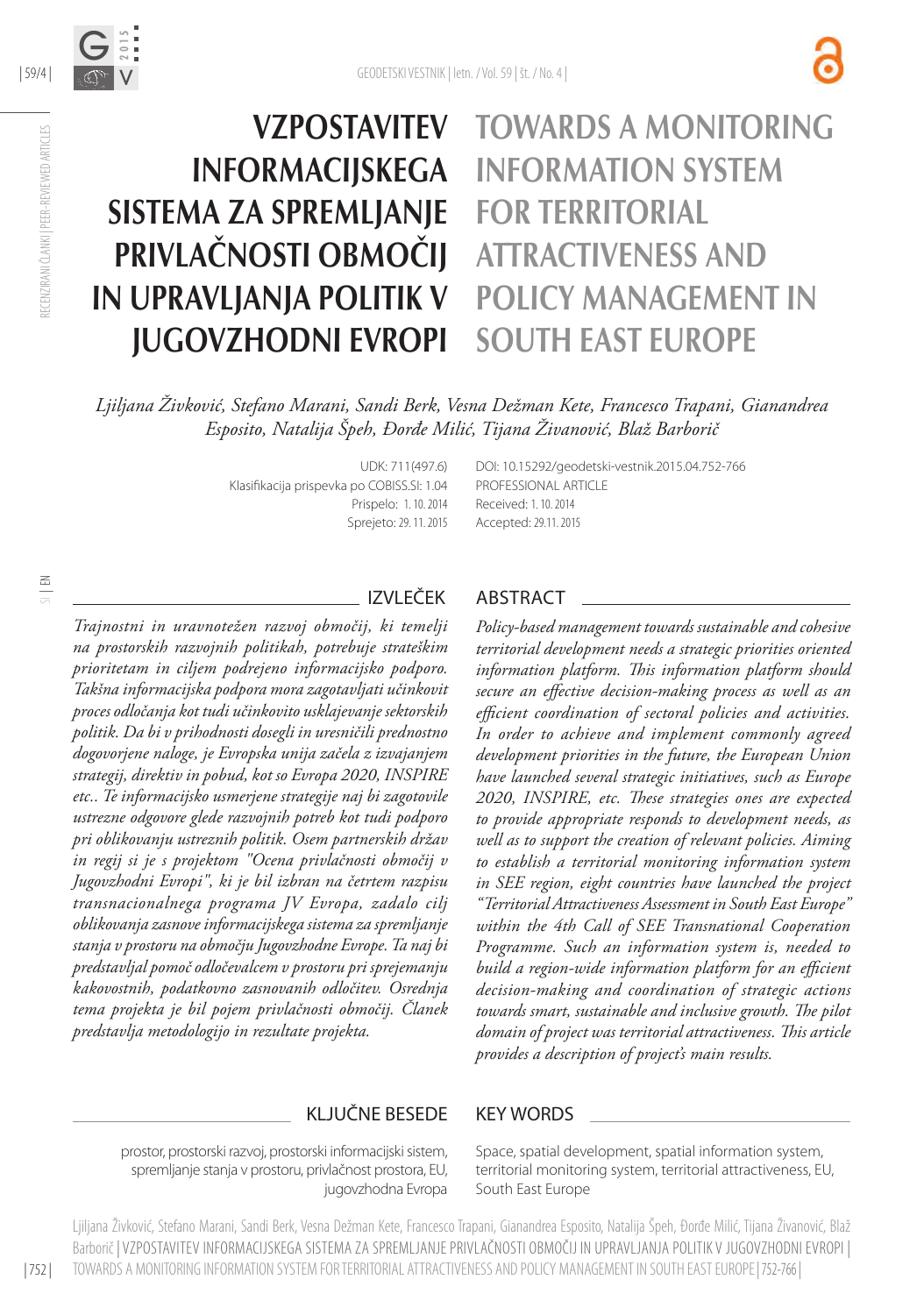# VZPOSTAVITEV INFORMACIJSKEGA SISTEMA ZA SPREMLJANJE PRIVLAČNOSTI OBMOČIJ IN UPRAVLJANJA POLITIK V JUGOVZHODNI EVROPI

# TOWARDS A MONITORING INFORMATION SYSTEM FOR TERRITORIAL ATTRACTIVENESS AND POLICY MANAGEMENT IN SOUTH EAST EUROPE

*Ljiljana Živković, Stefano Marani, Sandi Berk, Vesna Dežman Kete, Francesco Trapani, Gianandrea Esposito, Natalija Špeh, Đorđe Milić, Tijana Živanović, Blaž Barborič*

UDK: 711(497.6)
Klasifikacija prispevka po COBISS.SI: 1.04
Prispelo: 1. 10. 2014
Sprejeto: 29. 11. 2015

DOI: 10.15292/geodetski-vestnik.2015.04.752-766
PROFESSIONAL ARTICLE
Received: 1. 10. 2014
Accepted: 29. 11. 2015

## IZVLEČEK

*Trajnostni in uravnotežen razvoj območij, ki temelji na prostorskih razvojnih politikah, potrebuje strateškim prioritetam in ciljem podrejeno informacijsko podporo. Takšna informacijska podpora mora zagotavljati učinkovit proces odločanja kot tudi učinkovito usklajevanje sektorskih politik. Da bi v prihodnosti dosegli in uresničili prednostno dogovorjene naloge, je Evropska unija začela z izvajanjem strategij, direktiv in pobud, kot so Evropa 2020, INSPIRE etc.. Te informacijsko usmerjene strategije naj bi zagotovile ustrezne odgovore glede razvojnih potreb kot tudi podporo pri oblikovanju ustreznih politik. Osem partnerskih držav in regij si je s projektom "Ocena privlačnosti območij v Jugovzhodni Evropi", ki je bil izbran na četrtem razpisu transnacionalnega programa JV Evropa, zadalo cilj oblikovanja zasnove informacijskega sistema za spremljanje stanja v prostoru na območju Jugovzhodne Evrope. Ta naj bi predstavljal pomoč odločevalcem v prostoru pri sprejemanju kakovostnih, podatkovno zasnovanih odločitev. Osrednja tema projekta je bil pojem privlačnosti območij. Članek predstavlja metodologijo in rezultate projekta.*

## ABSTRACT

*Policy-based management towards sustainable and cohesive territorial development needs a strategic priorities oriented information platform. This information platform should secure an effective decision-making process as well as an efficient coordination of sectoral policies and activities. In order to achieve and implement commonly agreed development priorities in the future, the European Union have launched several strategic initiatives, such as Europe 2020, INSPIRE, etc. These strategies ones are expected to provide appropriate responds to development needs, as well as to support the creation of relevant policies. Aiming to establish a territorial monitoring information system in SEE region, eight countries have launched the project "Territorial Attractiveness Assessment in South East Europe" within the 4th Call of SEE Transnational Cooperation Programme. Such an information system is, needed to build a region-wide information platform for an efficient decision-making and coordination of strategic actions towards smart, sustainable and inclusive growth. The pilot domain of project was territorial attractiveness. This article provides a description of project's main results.*

## KLJUČNE BESEDE

prostor, prostorski razvoj, prostorski informacijski sistem, spremljanje stanja v prostoru, privlačnost prostora, EU, jugovzhodna Evropa

## KEY WORDS

Space, spatial development, spatial information system, territorial monitoring system, territorial attractiveness, EU, South East Europe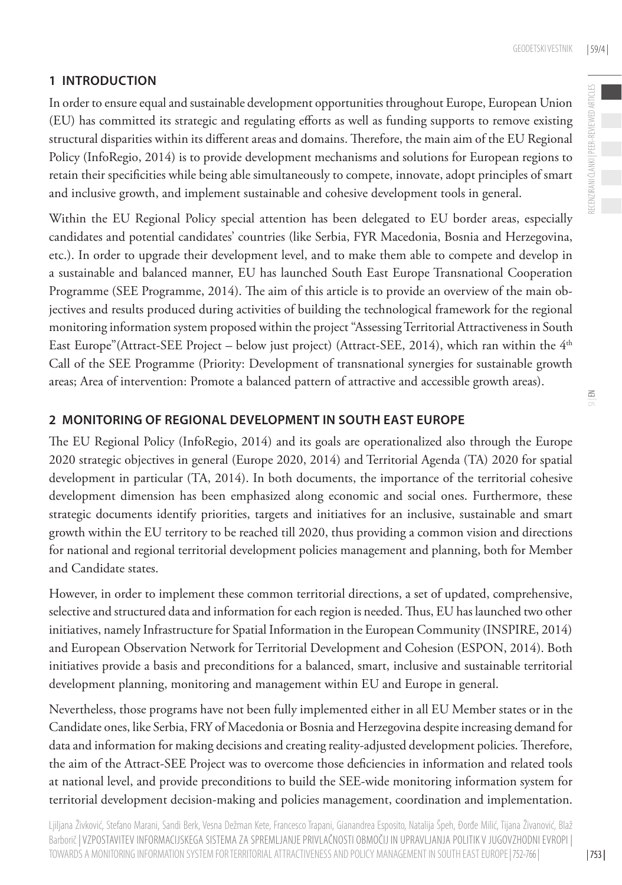## 1 INTRODUCTION

In order to ensure equal and sustainable development opportunities throughout Europe, European Union (EU) has committed its strategic and regulating efforts as well as funding supports to remove existing structural disparities within its different areas and domains. Therefore, the main aim of the EU Regional Policy (InfoRegio, 2014) is to provide development mechanisms and solutions for European regions to retain their specificities while being able simultaneously to compete, innovate, adopt principles of smart and inclusive growth, and implement sustainable and cohesive development tools in general.

Within the EU Regional Policy special attention has been delegated to EU border areas, especially candidates and potential candidates' countries (like Serbia, FYR Macedonia, Bosnia and Herzegovina, etc.). In order to upgrade their development level, and to make them able to compete and develop in a sustainable and balanced manner, EU has launched South East Europe Transnational Cooperation Programme (SEE Programme, 2014). The aim of this article is to provide an overview of the main objectives and results produced during activities of building the technological framework for the regional monitoring information system proposed within the project "Assessing Territorial Attractiveness in South East Europe"(Attract-SEE Project – below just project) (Attract-SEE, 2014), which ran within the 4th Call of the SEE Programme (Priority: Development of transnational synergies for sustainable growth areas; Area of intervention: Promote a balanced pattern of attractive and accessible growth areas).

## 2 MONITORING OF REGIONAL DEVELOPMENT IN SOUTH EAST EUROPE

The EU Regional Policy (InfoRegio, 2014) and its goals are operationalized also through the Europe 2020 strategic objectives in general (Europe 2020, 2014) and Territorial Agenda (TA) 2020 for spatial development in particular (TA, 2014). In both documents, the importance of the territorial cohesive development dimension has been emphasized along economic and social ones. Furthermore, these strategic documents identify priorities, targets and initiatives for an inclusive, sustainable and smart growth within the EU territory to be reached till 2020, thus providing a common vision and directions for national and regional territorial development policies management and planning, both for Member and Candidate states.

However, in order to implement these common territorial directions, a set of updated, comprehensive, selective and structured data and information for each region is needed. Thus, EU has launched two other initiatives, namely Infrastructure for Spatial Information in the European Community (INSPIRE, 2014) and European Observation Network for Territorial Development and Cohesion (ESPON, 2014). Both initiatives provide a basis and preconditions for a balanced, smart, inclusive and sustainable territorial development planning, monitoring and management within EU and Europe in general.

Nevertheless, those programs have not been fully implemented either in all EU Member states or in the Candidate ones, like Serbia, FRY of Macedonia or Bosnia and Herzegovina despite increasing demand for data and information for making decisions and creating reality-adjusted development policies. Therefore, the aim of the Attract-SEE Project was to overcome those deficiencies in information and related tools at national level, and provide preconditions to build the SEE-wide monitoring information system for territorial development decision-making and policies management, coordination and implementation.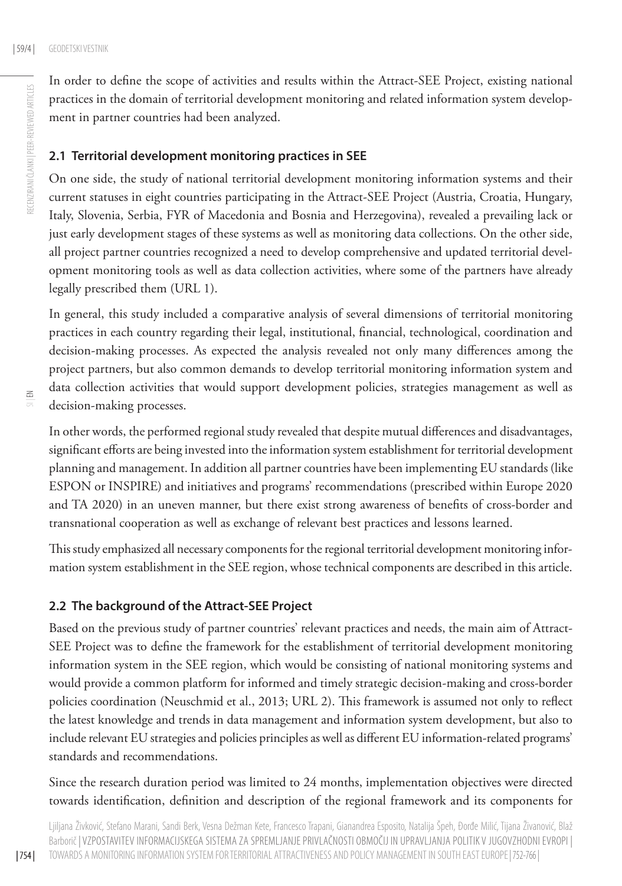In order to define the scope of activities and results within the Attract-SEE Project, existing national practices in the domain of territorial development monitoring and related information system development in partner countries had been analyzed.

### 2.1 Territorial development monitoring practices in SEE

On one side, the study of national territorial development monitoring information systems and their current statuses in eight countries participating in the Attract-SEE Project (Austria, Croatia, Hungary, Italy, Slovenia, Serbia, FYR of Macedonia and Bosnia and Herzegovina), revealed a prevailing lack or just early development stages of these systems as well as monitoring data collections. On the other side, all project partner countries recognized a need to develop comprehensive and updated territorial development monitoring tools as well as data collection activities, where some of the partners have already legally prescribed them (URL 1).

In general, this study included a comparative analysis of several dimensions of territorial monitoring practices in each country regarding their legal, institutional, financial, technological, coordination and decision-making processes. As expected the analysis revealed not only many differences among the project partners, but also common demands to develop territorial monitoring information system and data collection activities that would support development policies, strategies management as well as decision-making processes.

In other words, the performed regional study revealed that despite mutual differences and disadvantages, significant efforts are being invested into the information system establishment for territorial development planning and management. In addition all partner countries have been implementing EU standards (like ESPON or INSPIRE) and initiatives and programs' recommendations (prescribed within Europe 2020 and TA 2020) in an uneven manner, but there exist strong awareness of benefits of cross-border and transnational cooperation as well as exchange of relevant best practices and lessons learned.

This study emphasized all necessary components for the regional territorial development monitoring information system establishment in the SEE region, whose technical components are described in this article.

### 2.2 The background of the Attract-SEE Project

Based on the previous study of partner countries' relevant practices and needs, the main aim of Attract-SEE Project was to define the framework for the establishment of territorial development monitoring information system in the SEE region, which would be consisting of national monitoring systems and would provide a common platform for informed and timely strategic decision-making and cross-border policies coordination (Neuschmid et al., 2013; URL 2). This framework is assumed not only to reflect the latest knowledge and trends in data management and information system development, but also to include relevant EU strategies and policies principles as well as different EU information-related programs' standards and recommendations.

Since the research duration period was limited to 24 months, implementation objectives were directed towards identification, definition and description of the regional framework and its components for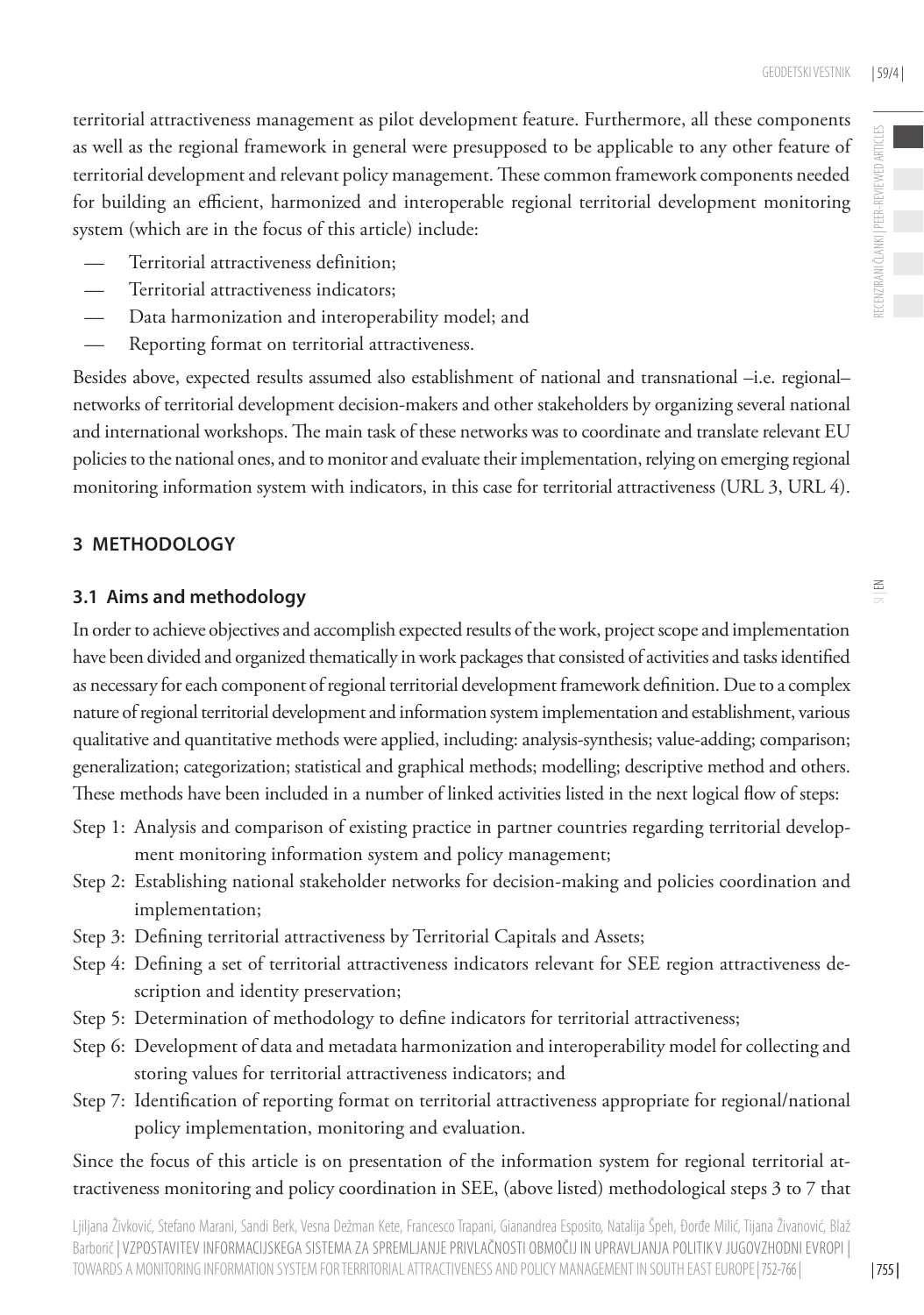territorial attractiveness management as pilot development feature. Furthermore, all these components as well as the regional framework in general were presupposed to be applicable to any other feature of territorial development and relevant policy management. These common framework components needed for building an efficient, harmonized and interoperable regional territorial development monitoring system (which are in the focus of this article) include:

- Territorial attractiveness definition;
- Territorial attractiveness indicators;
- Data harmonization and interoperability model; and
- Reporting format on territorial attractiveness.

Besides above, expected results assumed also establishment of national and transnational –i.e. regional– networks of territorial development decision-makers and other stakeholders by organizing several national and international workshops. The main task of these networks was to coordinate and translate relevant EU policies to the national ones, and to monitor and evaluate their implementation, relying on emerging regional monitoring information system with indicators, in this case for territorial attractiveness (URL 3, URL 4).

## 3 METHODOLOGY

### 3.1 Aims and methodology

In order to achieve objectives and accomplish expected results of the work, project scope and implementation have been divided and organized thematically in work packages that consisted of activities and tasks identified as necessary for each component of regional territorial development framework definition. Due to a complex nature of regional territorial development and information system implementation and establishment, various qualitative and quantitative methods were applied, including: analysis-synthesis; value-adding; comparison; generalization; categorization; statistical and graphical methods; modelling; descriptive method and others. These methods have been included in a number of linked activities listed in the next logical flow of steps:

- Step 1: Analysis and comparison of existing practice in partner countries regarding territorial development monitoring information system and policy management;
- Step 2: Establishing national stakeholder networks for decision-making and policies coordination and implementation;
- Step 3: Defining territorial attractiveness by Territorial Capitals and Assets;
- Step 4: Defining a set of territorial attractiveness indicators relevant for SEE region attractiveness description and identity preservation;
- Step 5: Determination of methodology to define indicators for territorial attractiveness;
- Step 6: Development of data and metadata harmonization and interoperability model for collecting and storing values for territorial attractiveness indicators; and
- Step 7: Identification of reporting format on territorial attractiveness appropriate for regional/national policy implementation, monitoring and evaluation.

Since the focus of this article is on presentation of the information system for regional territorial attractiveness monitoring and policy coordination in SEE, (above listed) methodological steps 3 to 7 that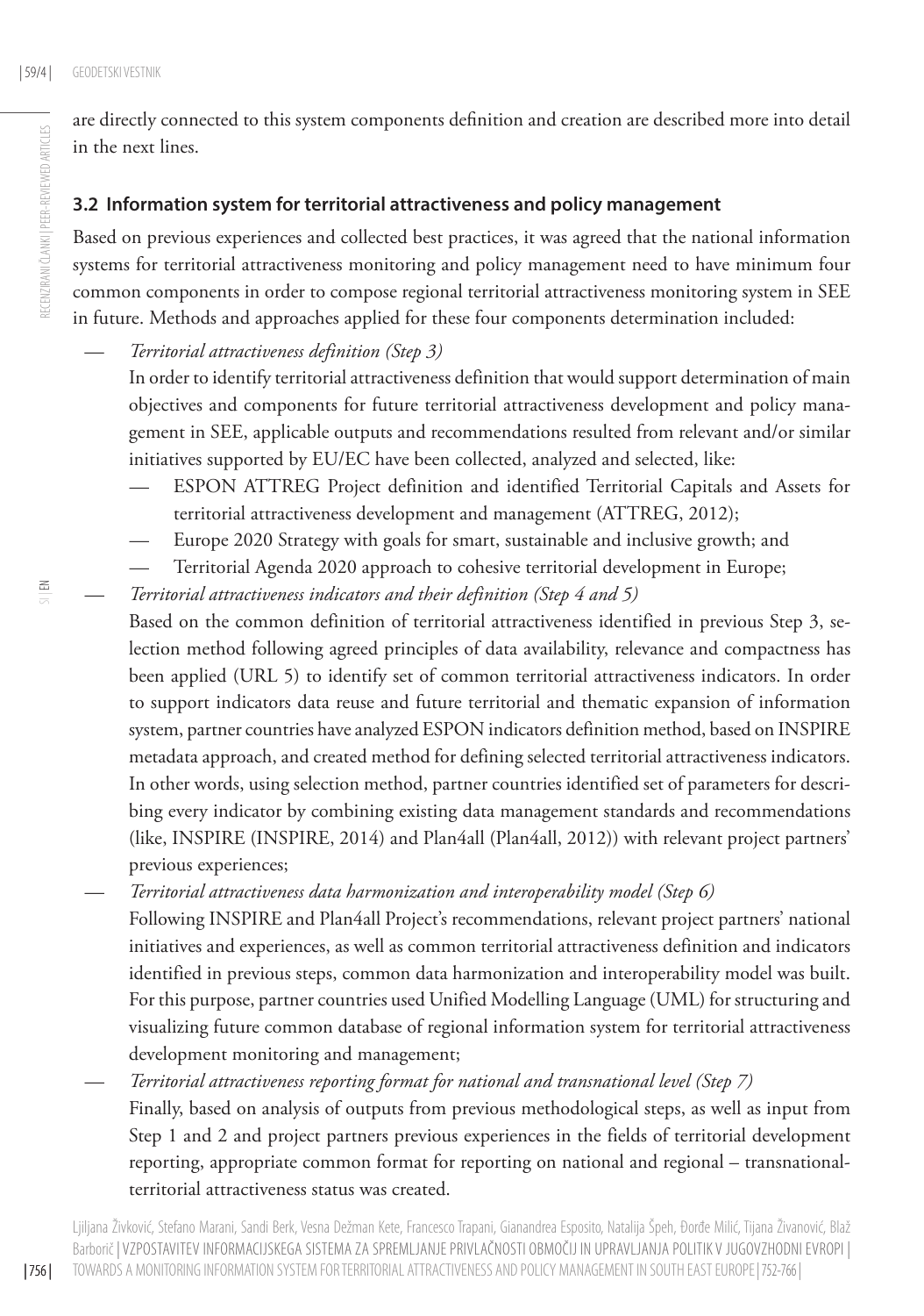are directly connected to this system components definition and creation are described more into detail in the next lines.

### 3.2 Information system for territorial attractiveness and policy management

Based on previous experiences and collected best practices, it was agreed that the national information systems for territorial attractiveness monitoring and policy management need to have minimum four common components in order to compose regional territorial attractiveness monitoring system in SEE in future. Methods and approaches applied for these four components determination included:

- *Territorial attractiveness definition (Step 3)*
  In order to identify territorial attractiveness definition that would support determination of main objectives and components for future territorial attractiveness development and policy management in SEE, applicable outputs and recommendations resulted from relevant and/or similar initiatives supported by EU/EC have been collected, analyzed and selected, like:
  - ESPON ATTREG Project definition and identified Territorial Capitals and Assets for territorial attractiveness development and management (ATTREG, 2012);
  - Europe 2020 Strategy with goals for smart, sustainable and inclusive growth; and
  - Territorial Agenda 2020 approach to cohesive territorial development in Europe;
- *Territorial attractiveness indicators and their definition (Step 4 and 5)*
  Based on the common definition of territorial attractiveness identified in previous Step 3, selection method following agreed principles of data availability, relevance and compactness has been applied (URL 5) to identify set of common territorial attractiveness indicators. In order to support indicators data reuse and future territorial and thematic expansion of information system, partner countries have analyzed ESPON indicators definition method, based on INSPIRE metadata approach, and created method for defining selected territorial attractiveness indicators. In other words, using selection method, partner countries identified set of parameters for describing every indicator by combining existing data management standards and recommendations (like, INSPIRE (INSPIRE, 2014) and Plan4all (Plan4all, 2012)) with relevant project partners' previous experiences;
- *Territorial attractiveness data harmonization and interoperability model (Step 6)*
  Following INSPIRE and Plan4all Project's recommendations, relevant project partners' national initiatives and experiences, as well as common territorial attractiveness definition and indicators identified in previous steps, common data harmonization and interoperability model was built. For this purpose, partner countries used Unified Modelling Language (UML) for structuring and visualizing future common database of regional information system for territorial attractiveness development monitoring and management;
- *Territorial attractiveness reporting format for national and transnational level (Step 7)*
  Finally, based on analysis of outputs from previous methodological steps, as well as input from Step 1 and 2 and project partners previous experiences in the fields of territorial development reporting, appropriate common format for reporting on national and regional – transnational-territorial attractiveness status was created.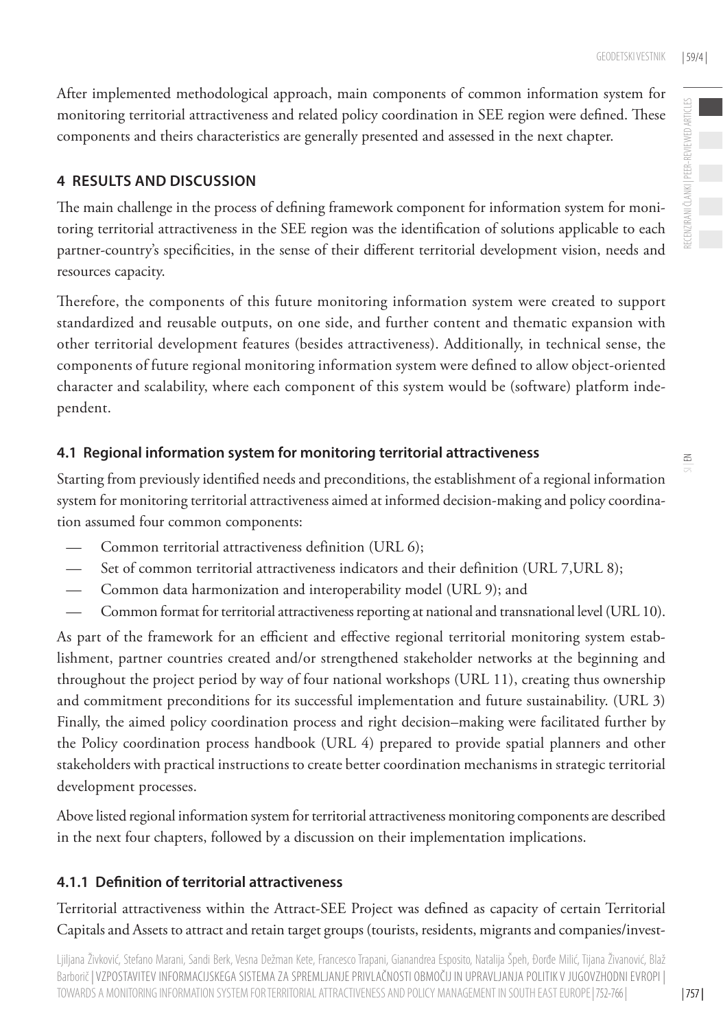After implemented methodological approach, main components of common information system for monitoring territorial attractiveness and related policy coordination in SEE region were defined. These components and theirs characteristics are generally presented and assessed in the next chapter.

## 4 RESULTS AND DISCUSSION

The main challenge in the process of defining framework component for information system for monitoring territorial attractiveness in the SEE region was the identification of solutions applicable to each partner-country's specificities, in the sense of their different territorial development vision, needs and resources capacity.

Therefore, the components of this future monitoring information system were created to support standardized and reusable outputs, on one side, and further content and thematic expansion with other territorial development features (besides attractiveness). Additionally, in technical sense, the components of future regional monitoring information system were defined to allow object-oriented character and scalability, where each component of this system would be (software) platform independent.

### 4.1 Regional information system for monitoring territorial attractiveness

Starting from previously identified needs and preconditions, the establishment of a regional information system for monitoring territorial attractiveness aimed at informed decision-making and policy coordination assumed four common components:

- Common territorial attractiveness definition (URL 6);
- Set of common territorial attractiveness indicators and their definition (URL 7,URL 8);
- Common data harmonization and interoperability model (URL 9); and
- Common format for territorial attractiveness reporting at national and transnational level (URL 10).

As part of the framework for an efficient and effective regional territorial monitoring system establishment, partner countries created and/or strengthened stakeholder networks at the beginning and throughout the project period by way of four national workshops (URL 11), creating thus ownership and commitment preconditions for its successful implementation and future sustainability. (URL 3) Finally, the aimed policy coordination process and right decision–making were facilitated further by the Policy coordination process handbook (URL 4) prepared to provide spatial planners and other stakeholders with practical instructions to create better coordination mechanisms in strategic territorial development processes.

Above listed regional information system for territorial attractiveness monitoring components are described in the next four chapters, followed by a discussion on their implementation implications.

#### 4.1.1 Definition of territorial attractiveness

Territorial attractiveness within the Attract-SEE Project was defined as capacity of certain Territorial Capitals and Assets to attract and retain target groups (tourists, residents, migrants and companies/invest-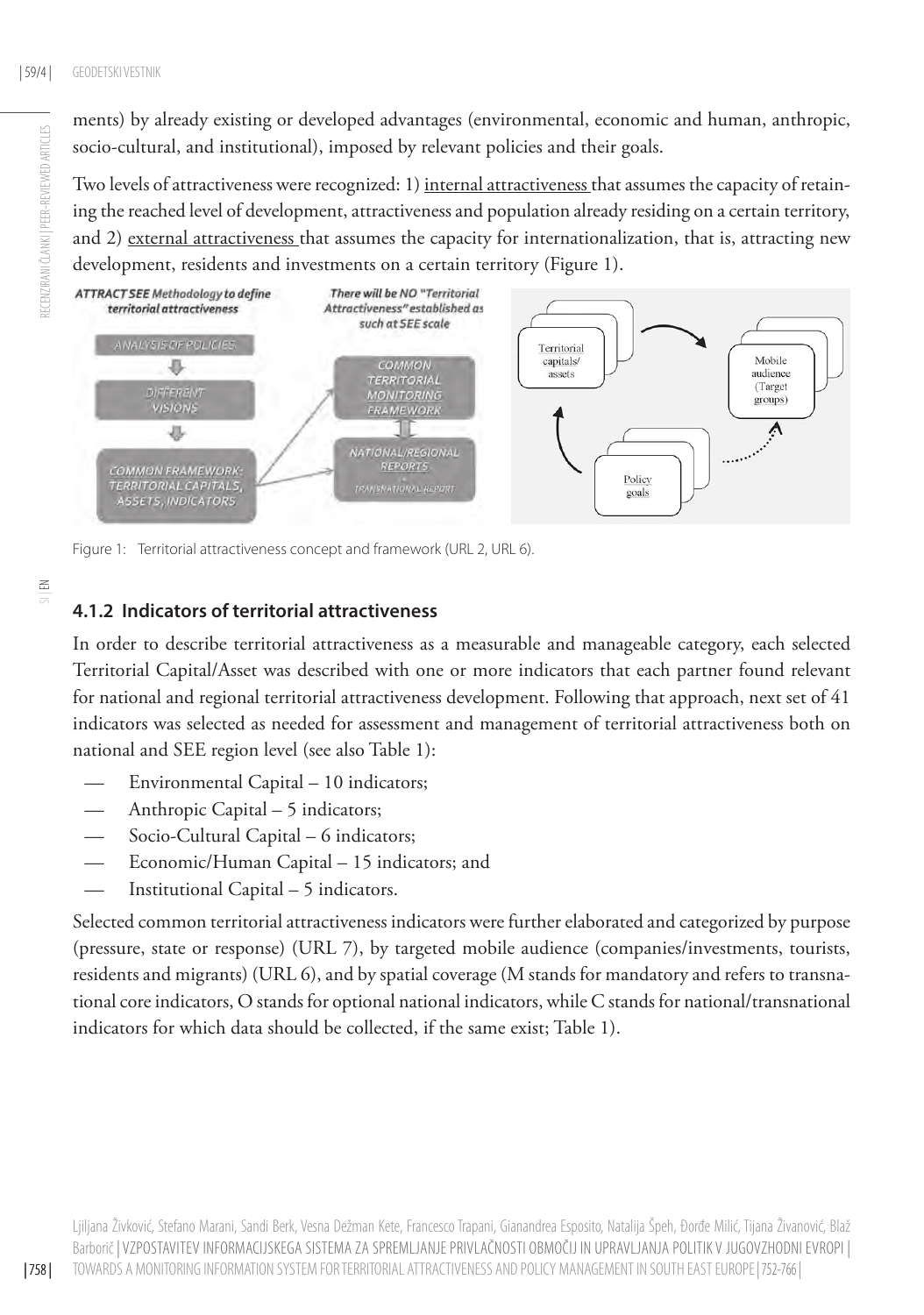ments) by already existing or developed advantages (environmental, economic and human, anthropic, socio-cultural, and institutional), imposed by relevant policies and their goals.

Two levels of attractiveness were recognized: 1) internal attractiveness that assumes the capacity of retaining the reached level of development, attractiveness and population already residing on a certain territory, and 2) external attractiveness that assumes the capacity for internationalization, that is, attracting new development, residents and investments on a certain territory (Figure 1).

Figure 1: Territorial attractiveness concept and framework (URL 2, URL 6).

### 4.1.2 Indicators of territorial attractiveness

In order to describe territorial attractiveness as a measurable and manageable category, each selected Territorial Capital/Asset was described with one or more indicators that each partner found relevant for national and regional territorial attractiveness development. Following that approach, next set of 41 indicators was selected as needed for assessment and management of territorial attractiveness both on national and SEE region level (see also Table 1):

- Environmental Capital – 10 indicators;
- Anthropic Capital – 5 indicators;
- Socio-Cultural Capital – 6 indicators;
- Economic/Human Capital – 15 indicators; and
- Institutional Capital – 5 indicators.

Selected common territorial attractiveness indicators were further elaborated and categorized by purpose (pressure, state or response) (URL 7), by targeted mobile audience (companies/investments, tourists, residents and migrants) (URL 6), and by spatial coverage (M stands for mandatory and refers to transnational core indicators, O stands for optional national indicators, while C stands for national/transnational indicators for which data should be collected, if the same exist; Table 1).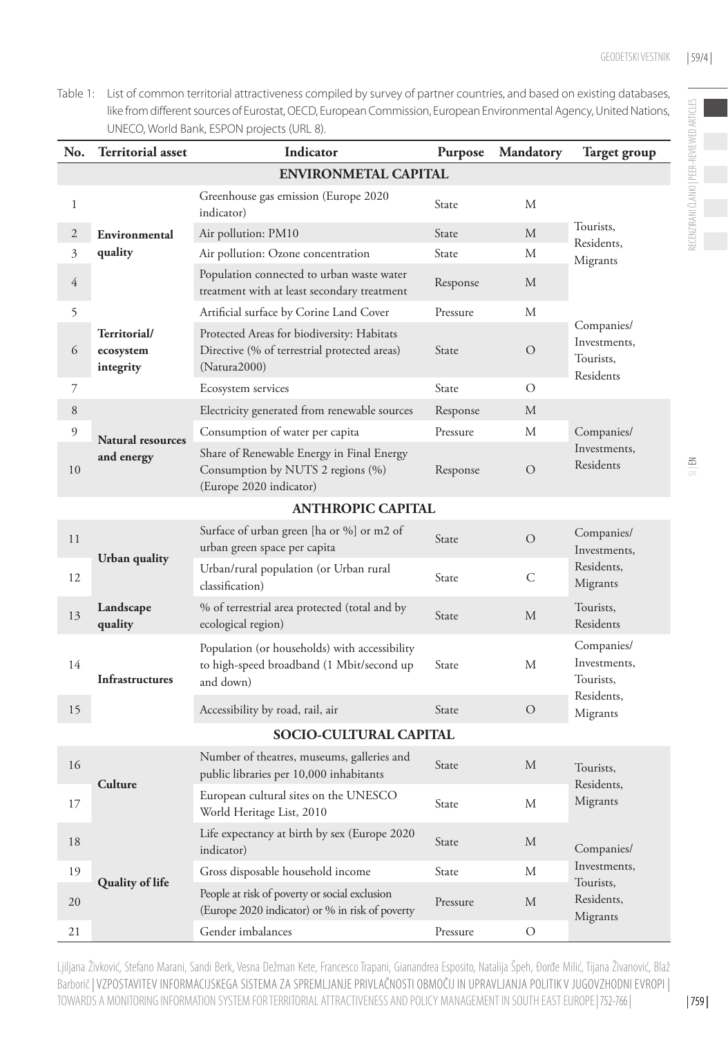Table 1: List of common territorial attractiveness compiled by survey of partner countries, and based on existing databases, like from different sources of Eurostat, OECD, European Commission, European Environmental Agency, United Nations, UNECO, World Bank, ESPON projects (URL 8).

| No. | Territorial asset | Indicator | Purpose | Mandatory | Target group |
|---|---|---|---|---|---|
| | | **ENVIRONMETAL CAPITAL** | | | |
| 1 | Environmental quality | Greenhouse gas emission (Europe 2020 indicator) | State | M | Tourists, Residents, Migrants |
| 2 | | Air pollution: PM10 | State | M | |
| 3 | | Air pollution: Ozone concentration | State | M | |
| 4 | | Population connected to urban waste water treatment with at least secondary treatment | Response | M | |
| 5 | Territorial/ ecosystem integrity | Artificial surface by Corine Land Cover | Pressure | M | Companies/ Investments, Tourists, Residents |
| 6 | | Protected Areas for biodiversity: Habitats Directive (% of terrestrial protected areas) (Natura2000) | State | O | |
| 7 | | Ecosystem services | State | O | |
| 8 | Natural resources and energy | Electricity generated from renewable sources | Response | M | Companies/ Investments, Residents |
| 9 | | Consumption of water per capita | Pressure | M | |
| 10 | | Share of Renewable Energy in Final Energy Consumption by NUTS 2 regions (%) (Europe 2020 indicator) | Response | O | |
| | | **ANTHROPIC CAPITAL** | | | |
| 11 | Urban quality | Surface of urban green [ha or %] or m2 of urban green space per capita | State | O | Companies/ Investments, Residents, Migrants |
| 12 | | Urban/rural population (or Urban rural classification) | State | C | |
| 13 | Landscape quality | % of terrestrial area protected (total and by ecological region) | State | M | Tourists, Residents |
| 14 | Infrastructures | Population (or households) with accessibility to high-speed broadband (1 Mbit/second up and down) | State | M | Companies/ Investments, Tourists, Residents, Migrants |
| 15 | | Accessibility by road, rail, air | State | O | |
| | | **SOCIO-CULTURAL CAPITAL** | | | |
| 16 | Culture | Number of theatres, museums, galleries and public libraries per 10,000 inhabitants | State | M | Tourists, Residents, Migrants |
| 17 | | European cultural sites on the UNESCO World Heritage List, 2010 | State | M | |
| 18 | Quality of life | Life expectancy at birth by sex (Europe 2020 indicator) | State | M | Companies/ Investments, Tourists, Residents, Migrants |
| 19 | | Gross disposable household income | State | M | |
| 20 | | People at risk of poverty or social exclusion (Europe 2020 indicator) or % in risk of poverty | Pressure | M | |
| 21 | | Gender imbalances | Pressure | O | |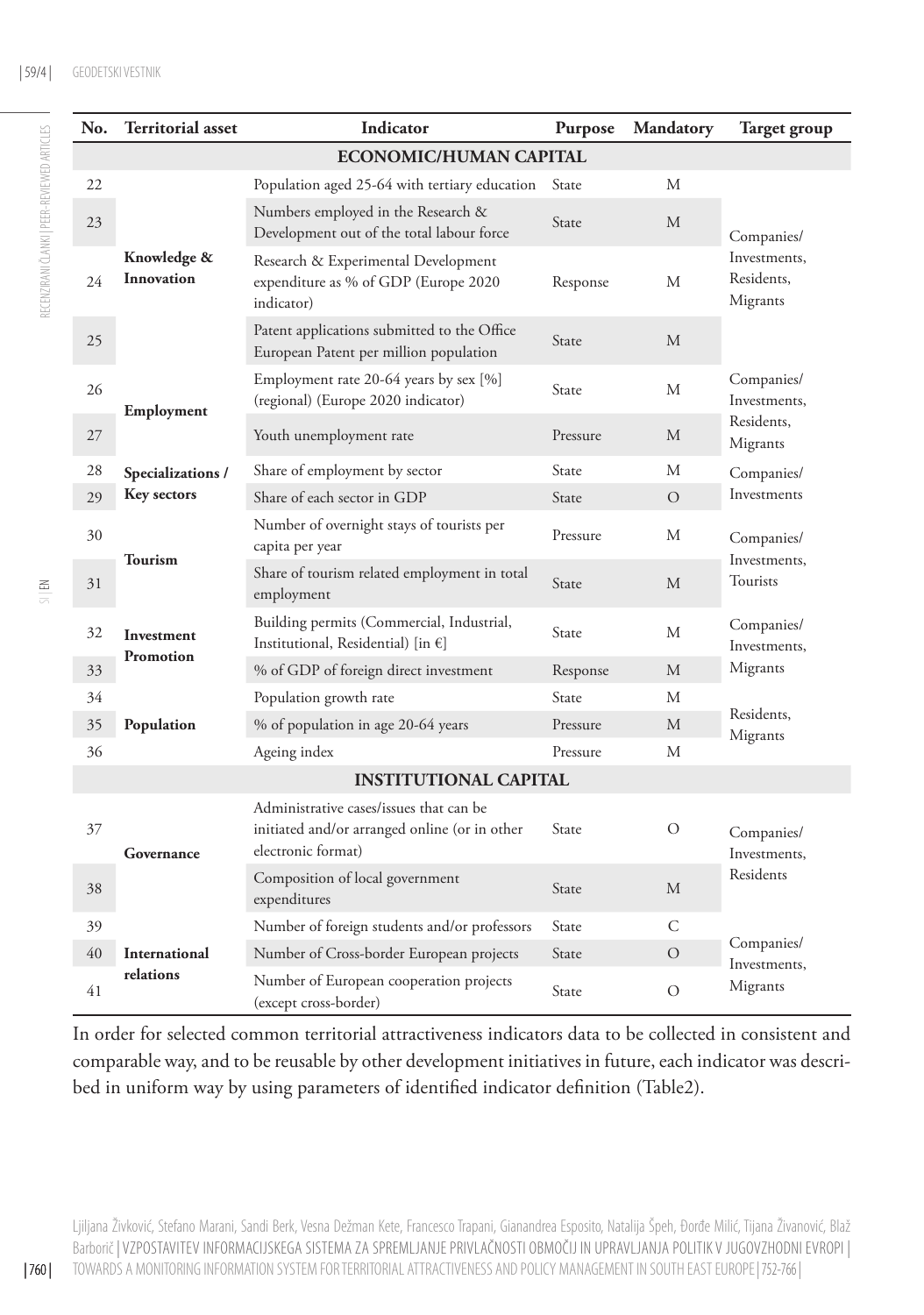| No. | Territorial asset | Indicator | Purpose | Mandatory | Target group |
|---|---|---|---|---|---|
| | | **ECONOMIC/HUMAN CAPITAL** | | | |
| 22 | Knowledge & Innovation | Population aged 25-64 with tertiary education | State | M | Companies/ Investments, Residents, Migrants |
| 23 | | Numbers employed in the Research & Development out of the total labour force | State | M | |
| 24 | | Research & Experimental Development expenditure as % of GDP (Europe 2020 indicator) | Response | M | |
| 25 | | Patent applications submitted to the Office European Patent per million population | State | M | |
| 26 | Employment | Employment rate 20-64 years by sex [%] (regional) (Europe 2020 indicator) | State | M | Companies/ Investments, Residents, Migrants |
| 27 | | Youth unemployment rate | Pressure | M | |
| 28 | Specializations / Key sectors | Share of employment by sector | State | M | Companies/ Investments |
| 29 | | Share of each sector in GDP | State | O | |
| 30 | Tourism | Number of overnight stays of tourists per capita per year | Pressure | M | Companies/ Investments, Tourists |
| 31 | | Share of tourism related employment in total employment | State | M | |
| 32 | Investment Promotion | Building permits (Commercial, Industrial, Institutional, Residential) [in €] | State | M | Companies/ Investments, Migrants |
| 33 | | % of GDP of foreign direct investment | Response | M | |
| 34 | Population | Population growth rate | State | M | Residents, Migrants |
| 35 | | % of population in age 20-64 years | Pressure | M | |
| 36 | | Ageing index | Pressure | M | |
| | | **INSTITUTIONAL CAPITAL** | | | |
| 37 | Governance | Administrative cases/issues that can be initiated and/or arranged online (or in other electronic format) | State | O | Companies/ Investments, Residents |
| 38 | | Composition of local government expenditures | State | M | |
| 39 | International relations | Number of foreign students and/or professors | State | C | Companies/ Investments, Migrants |
| 40 | | Number of Cross-border European projects | State | O | |
| 41 | | Number of European cooperation projects (except cross-border) | State | O | |

In order for selected common territorial attractiveness indicators data to be collected in consistent and comparable way, and to be reusable by other development initiatives in future, each indicator was described in uniform way by using parameters of identified indicator definition (Table2).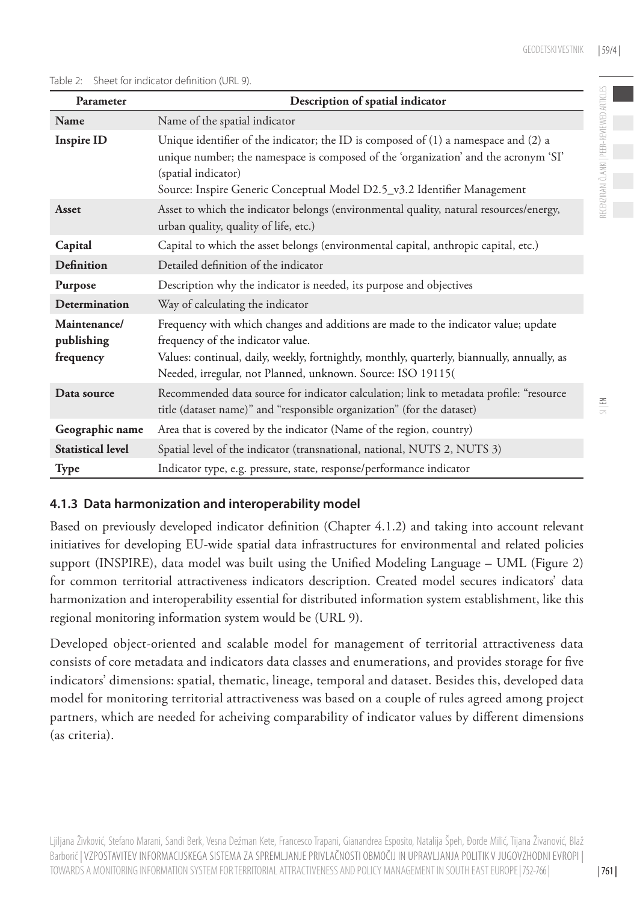Table 2: Sheet for indicator definition (URL 9).

| Parameter | Description of spatial indicator |
|---|---|
| **Name** | Name of the spatial indicator |
| **Inspire ID** | Unique identifier of the indicator; the ID is composed of (1) a namespace and (2) a unique number; the namespace is composed of the 'organization' and the acronym 'SI' (spatial indicator)<br>Source: Inspire Generic Conceptual Model D2.5_v3.2 Identifier Management |
| **Asset** | Asset to which the indicator belongs (environmental quality, natural resources/energy, urban quality, quality of life, etc.) |
| **Capital** | Capital to which the asset belongs (environmental capital, anthropic capital, etc.) |
| **Definition** | Detailed definition of the indicator |
| **Purpose** | Description why the indicator is needed, its purpose and objectives |
| **Determination** | Way of calculating the indicator |
| **Maintenance/ publishing frequency** | Frequency with which changes and additions are made to the indicator value; update frequency of the indicator value.<br>Values: continual, daily, weekly, fortnightly, monthly, quarterly, biannually, annually, as Needed, irregular, not Planned, unknown. Source: ISO 19115( |
| **Data source** | Recommended data source for indicator calculation; link to metadata profile: "resource title (dataset name)" and "responsible organization" (for the dataset) |
| **Geographic name** | Area that is covered by the indicator (Name of the region, country) |
| **Statistical level** | Spatial level of the indicator (transnational, national, NUTS 2, NUTS 3) |
| **Type** | Indicator type, e.g. pressure, state, response/performance indicator |

### 4.1.3 Data harmonization and interoperability model

Based on previously developed indicator definition (Chapter 4.1.2) and taking into account relevant initiatives for developing EU-wide spatial data infrastructures for environmental and related policies support (INSPIRE), data model was built using the Unified Modeling Language – UML (Figure 2) for common territorial attractiveness indicators description. Created model secures indicators' data harmonization and interoperability essential for distributed information system establishment, like this regional monitoring information system would be (URL 9).

Developed object-oriented and scalable model for management of territorial attractiveness data consists of core metadata and indicators data classes and enumerations, and provides storage for five indicators' dimensions: spatial, thematic, lineage, temporal and dataset. Besides this, developed data model for monitoring territorial attractiveness was based on a couple of rules agreed among project partners, which are needed for acheiving comparability of indicator values by different dimensions (as criteria).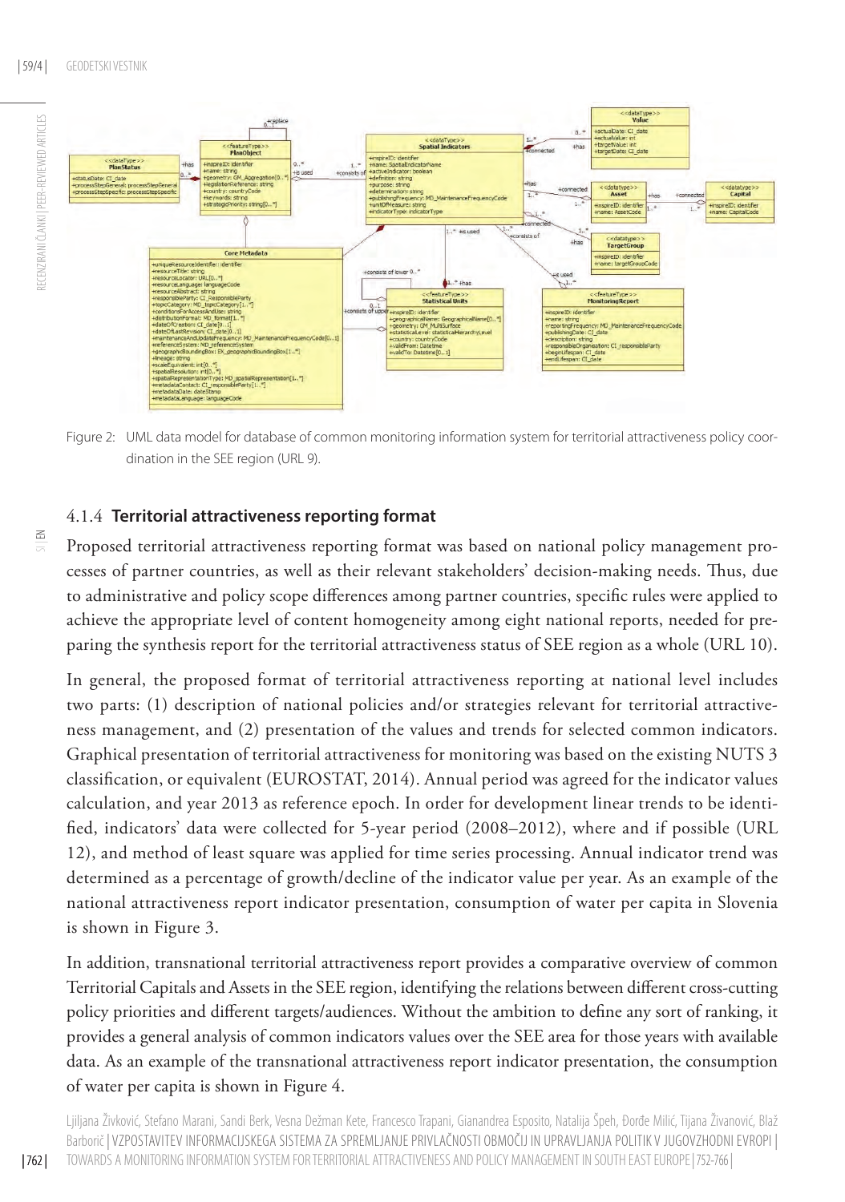Figure 2: UML data model for database of common monitoring information system for territorial attractiveness policy coordination in the SEE region (URL 9).

### 4.1.4 **Territorial attractiveness reporting format**

Proposed territorial attractiveness reporting format was based on national policy management processes of partner countries, as well as their relevant stakeholders' decision-making needs. Thus, due to administrative and policy scope differences among partner countries, specific rules were applied to achieve the appropriate level of content homogeneity among eight national reports, needed for preparing the synthesis report for the territorial attractiveness status of SEE region as a whole (URL 10).

In general, the proposed format of territorial attractiveness reporting at national level includes two parts: (1) description of national policies and/or strategies relevant for territorial attractiveness management, and (2) presentation of the values and trends for selected common indicators. Graphical presentation of territorial attractiveness for monitoring was based on the existing NUTS 3 classification, or equivalent (EUROSTAT, 2014). Annual period was agreed for the indicator values calculation, and year 2013 as reference epoch. In order for development linear trends to be identified, indicators' data were collected for 5-year period (2008–2012), where and if possible (URL 12), and method of least square was applied for time series processing. Annual indicator trend was determined as a percentage of growth/decline of the indicator value per year. As an example of the national attractiveness report indicator presentation, consumption of water per capita in Slovenia is shown in Figure 3.

In addition, transnational territorial attractiveness report provides a comparative overview of common Territorial Capitals and Assets in the SEE region, identifying the relations between different cross-cutting policy priorities and different targets/audiences. Without the ambition to define any sort of ranking, it provides a general analysis of common indicators values over the SEE area for those years with available data. As an example of the transnational attractiveness report indicator presentation, the consumption of water per capita is shown in Figure 4.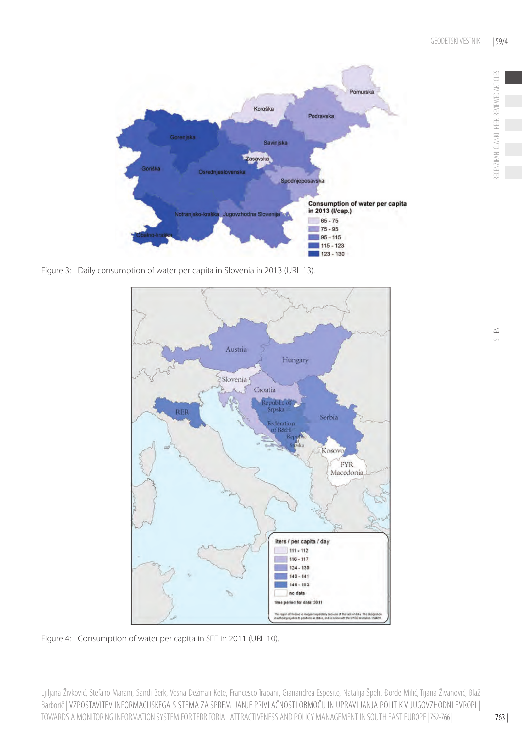Figure 3: Daily consumption of water per capita in Slovenia in 2013 (URL 13).

Figure 4: Consumption of water per capita in SEE in 2011 (URL 10).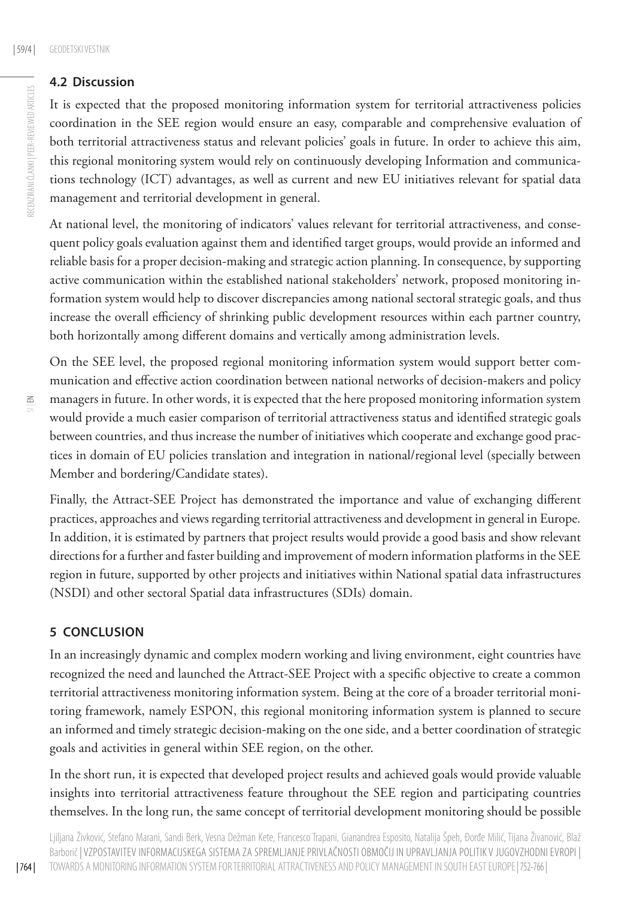## 4.2 Discussion

It is expected that the proposed monitoring information system for territorial attractiveness policies coordination in the SEE region would ensure an easy, comparable and comprehensive evaluation of both territorial attractiveness status and relevant policies' goals in future. In order to achieve this aim, this regional monitoring system would rely on continuously developing Information and communications technology (ICT) advantages, as well as current and new EU initiatives relevant for spatial data management and territorial development in general.

At national level, the monitoring of indicators' values relevant for territorial attractiveness, and consequent policy goals evaluation against them and identified target groups, would provide an informed and reliable basis for a proper decision-making and strategic action planning. In consequence, by supporting active communication within the established national stakeholders' network, proposed monitoring information system would help to discover discrepancies among national sectoral strategic goals, and thus increase the overall efficiency of shrinking public development resources within each partner country, both horizontally among different domains and vertically among administration levels.

On the SEE level, the proposed regional monitoring information system would support better communication and effective action coordination between national networks of decision-makers and policy managers in future. In other words, it is expected that the here proposed monitoring information system would provide a much easier comparison of territorial attractiveness status and identified strategic goals between countries, and thus increase the number of initiatives which cooperate and exchange good practices in domain of EU policies translation and integration in national/regional level (specially between Member and bordering/Candidate states).

Finally, the Attract-SEE Project has demonstrated the importance and value of exchanging different practices, approaches and views regarding territorial attractiveness and development in general in Europe. In addition, it is estimated by partners that project results would provide a good basis and show relevant directions for a further and faster building and improvement of modern information platforms in the SEE region in future, supported by other projects and initiatives within National spatial data infrastructures (NSDI) and other sectoral Spatial data infrastructures (SDIs) domain.

## 5 CONCLUSION

In an increasingly dynamic and complex modern working and living environment, eight countries have recognized the need and launched the Attract-SEE Project with a specific objective to create a common territorial attractiveness monitoring information system. Being at the core of a broader territorial monitoring framework, namely ESPON, this regional monitoring information system is planned to secure an informed and timely strategic decision-making on the one side, and a better coordination of strategic goals and activities in general within SEE region, on the other.

In the short run, it is expected that developed project results and achieved goals would provide valuable insights into territorial attractiveness feature throughout the SEE region and participating countries themselves. In the long run, the same concept of territorial development monitoring should be possible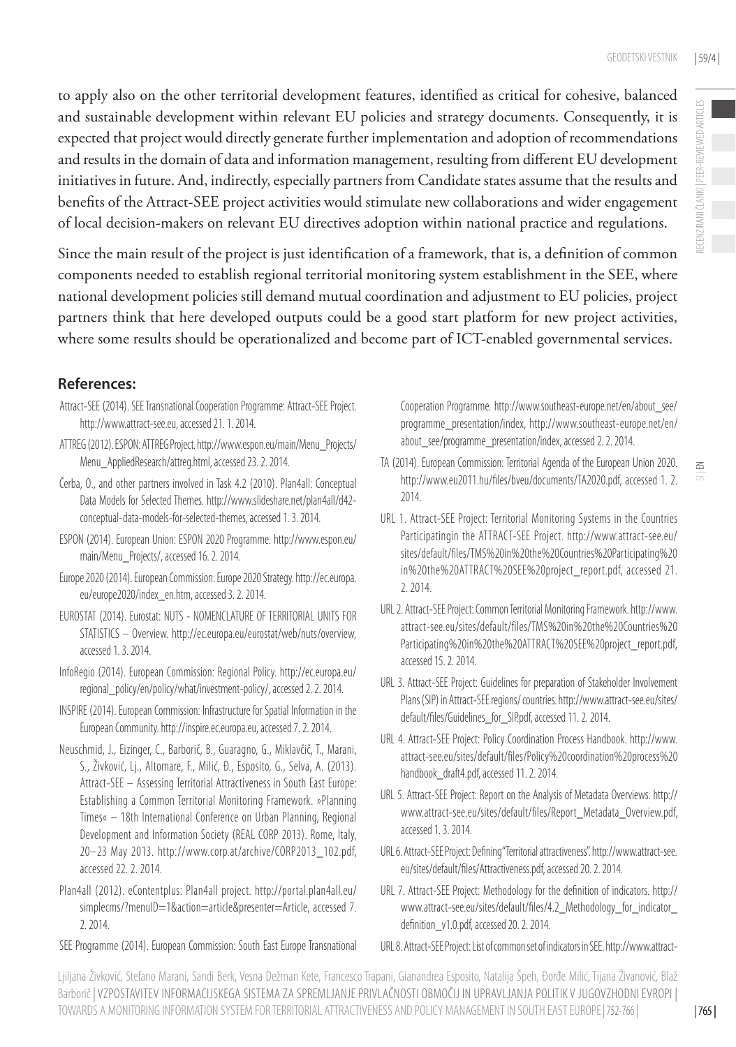to apply also on the other territorial development features, identified as critical for cohesive, balanced and sustainable development within relevant EU policies and strategy documents. Consequently, it is expected that project would directly generate further implementation and adoption of recommendations and results in the domain of data and information management, resulting from different EU development initiatives in future. And, indirectly, especially partners from Candidate states assume that the results and benefits of the Attract-SEE project activities would stimulate new collaborations and wider engagement of local decision-makers on relevant EU directives adoption within national practice and regulations.

Since the main result of the project is just identification of a framework, that is, a definition of common components needed to establish regional territorial monitoring system establishment in the SEE, where national development policies still demand mutual coordination and adjustment to EU policies, project partners think that here developed outputs could be a good start platform for new project activities, where some results should be operationalized and become part of ICT-enabled governmental services.

## References:

Attract-SEE (2014). SEE Transnational Cooperation Programme: Attract-SEE Project. http://www.attract-see.eu, accessed 21. 1. 2014.

ATTREG (2012). ESPON: ATTREG Project. http://www.espon.eu/main/Menu_Projects/Menu_AppliedResearch/attreg.html, accessed 23. 2. 2014.

Čerba, O., and other partners involved in Task 4.2 (2010). Plan4all: Conceptual Data Models for Selected Themes. http://www.slideshare.net/plan4all/d42-conceptual-data-models-for-selected-themes, accessed 1. 3. 2014.

ESPON (2014). European Union: ESPON 2020 Programme. http://www.espon.eu/main/Menu_Projects/, accessed 16. 2. 2014.

Europe 2020 (2014). European Commission: Europe 2020 Strategy. http://ec.europa.eu/europe2020/index_en.htm, accessed 3. 2. 2014.

EUROSTAT (2014). Eurostat: NUTS - NOMENCLATURE OF TERRITORIAL UNITS FOR STATISTICS – Overview. http://ec.europa.eu/eurostat/web/nuts/overview, accessed 1. 3. 2014.

InfoRegio (2014). European Commission: Regional Policy. http://ec.europa.eu/regional_policy/en/policy/what/investment-policy/, accessed 2. 2. 2014.

INSPIRE (2014). European Commission: Infrastructure for Spatial Information in the European Community. http://inspire.ec.europa.eu, accessed 7. 2. 2014.

Neuschmid, J., Eizinger, C., Barborič, B., Guaragno, G., Miklavčič, T., Marani, S., Živković, Lj., Altomare, F., Milić, Đ., Esposito, G., Selva, A. (2013). Attract-SEE – Assessing Territorial Attractiveness in South East Europe: Establishing a Common Territorial Monitoring Framework. »Planning Times« – 18th International Conference on Urban Planning, Regional Development and Information Society (REAL CORP 2013). Rome, Italy, 20–23 May 2013. http://www.corp.at/archive/CORP2013_102.pdf, accessed 22. 2. 2014.

Plan4all (2012). eContentplus: Plan4all project. http://portal.plan4all.eu/simplecms/?menuID=1&action=article&presenter=Article, accessed 7. 2. 2014.

SEE Programme (2014). European Commission: South East Europe Transnational Cooperation Programme. http://www.southeast-europe.net/en/about_see/programme_presentation/index, http://www.southeast-europe.net/en/about_see/programme_presentation/index, accessed 2. 2. 2014.

TA (2014). European Commission: Territorial Agenda of the European Union 2020. http://www.eu2011.hu/files/bveu/documents/TA2020.pdf, accessed 1. 2. 2014.

URL 1. Attract-SEE Project: Territorial Monitoring Systems in the Countries Participatingin the ATTRACT-SEE Project. http://www.attract-see.eu/sites/default/files/TMS%20in%20the%20Countries%20Participating%20in%20the%20ATTRACT%20SEE%20project_report.pdf, accessed 21. 2. 2014.

URL 2. Attract-SEE Project: Common Territorial Monitoring Framework. http://www.attract-see.eu/sites/default/files/TMS%20in%20the%20Countries%20Participating%20in%20the%20ATTRACT%20SEE%20project_report.pdf, accessed 15. 2. 2014.

URL 3. Attract-SEE Project: Guidelines for preparation of Stakeholder Involvement Plans (SIP) in Attract-SEE regions/ countries. http://www.attract-see.eu/sites/default/files/Guidelines_for_SIP.pdf, accessed 11. 2. 2014.

URL 4. Attract-SEE Project: Policy Coordination Process Handbook. http://www.attract-see.eu/sites/default/files/Policy%20coordination%20process%20handbook_draft4.pdf, accessed 11. 2. 2014.

URL 5. Attract-SEE Project: Report on the Analysis of Metadata Overviews. http://www.attract-see.eu/sites/default/files/Report_Metadata_Overview.pdf, accessed 1. 3. 2014.

URL 6. Attract-SEE Project: Defining "Territorial attractiveness". http://www.attract-see.eu/sites/default/files/Attractiveness.pdf, accessed 20. 2. 2014.

URL 7. Attract-SEE Project: Methodology for the definition of indicators. http://www.attract-see.eu/sites/default/files/4.2_Methodology_for_indicator_definition_v1.0.pdf, accessed 20. 2. 2014.

URL 8. Attract-SEE Project: List of common set of indicators in SEE. http://www.attract-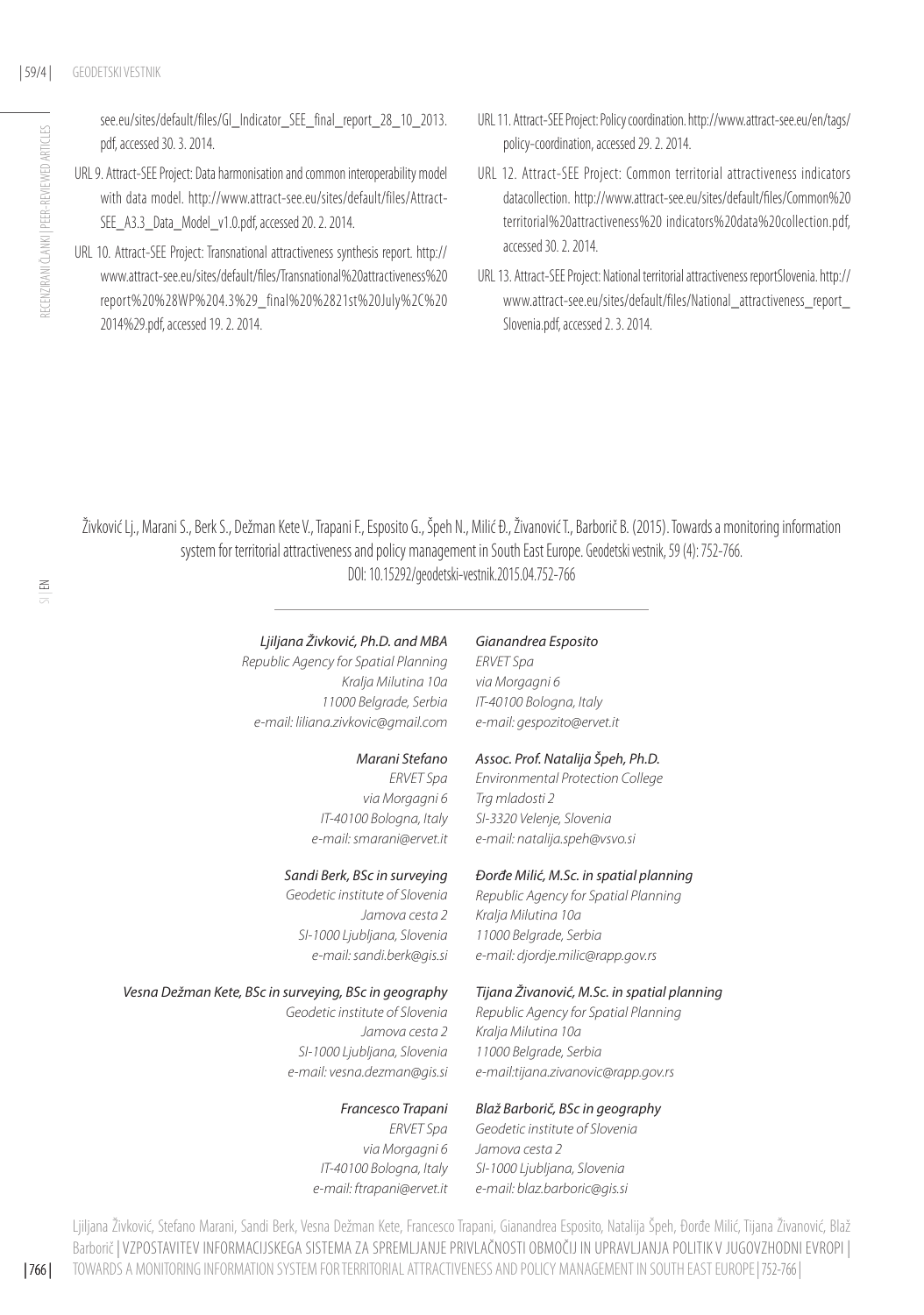see.eu/sites/default/files/GI_Indicator_SEE_final_report_28_10_2013.pdf, accessed 30. 3. 2014.

URL 9. Attract-SEE Project: Data harmonisation and common interoperability model with data model. http://www.attract-see.eu/sites/default/files/Attract-SEE_A3.3_Data_Model_v1.0.pdf, accessed 20. 2. 2014.

URL 10. Attract-SEE Project: Transnational attractiveness synthesis report. http://www.attract-see.eu/sites/default/files/Transnational%20attractiveness%20report%20%28WP%204.3%29_final%20%2821st%20July%2C%202014%29.pdf, accessed 19. 2. 2014.

URL 11. Attract-SEE Project: Policy coordination. http://www.attract-see.eu/en/tags/policy-coordination, accessed 29. 2. 2014.

URL 12. Attract-SEE Project: Common territorial attractiveness indicators datacollection. http://www.attract-see.eu/sites/default/files/Common%20territorial%20attractiveness%20 indicators%20data%20collection.pdf, accessed 30. 2. 2014.

URL 13. Attract-SEE Project: National territorial attractiveness reportSlovenia. http://www.attract-see.eu/sites/default/files/National_attractiveness_report_Slovenia.pdf, accessed 2. 3. 2014.

Živković Lj., Marani S., Berk S., Dežman Kete V., Trapani F., Esposito G., Špeh N., Milić Đ., Živanović T., Barborič B. (2015). Towards a monitoring information system for territorial attractiveness and policy management in South East Europe. Geodetski vestnik, 59 (4): 752-766.
DOI: 10.15292/geodetski-vestnik.2015.04.752-766

---

*Ljiljana Živković, Ph.D. and MBA*
*Republic Agency for Spatial Planning*
*Kralja Milutina 10a*
*11000 Belgrade, Serbia*
*e-mail: liliana.zivkovic@gmail.com*

*Marani Stefano*
*ERVET Spa*
*via Morgagni 6*
*IT-40100 Bologna, Italy*
*e-mail: smarani@ervet.it*

*Sandi Berk, BSc in surveying*
*Geodetic institute of Slovenia*
*Jamova cesta 2*
*SI-1000 Ljubljana, Slovenia*
*e-mail: sandi.berk@gis.si*

*Vesna Dežman Kete, BSc in surveying, BSc in geography*
*Geodetic institute of Slovenia*
*Jamova cesta 2*
*SI-1000 Ljubljana, Slovenia*
*e-mail: vesna.dezman@gis.si*

*Francesco Trapani*
*ERVET Spa*
*via Morgagni 6*
*IT-40100 Bologna, Italy*
*e-mail: ftrapani@ervet.it*

*Gianandrea Esposito*
*ERVET Spa*
*via Morgagni 6*
*IT-40100 Bologna, Italy*
*e-mail: gespozito@ervet.it*

*Assoc. Prof. Natalija Špeh, Ph.D.*
*Environmental Protection College*
*Trg mladosti 2*
*SI-3320 Velenje, Slovenia*
*e-mail: natalija.speh@vsvo.si*

*Đorđe Milić, M.Sc. in spatial planning*
*Republic Agency for Spatial Planning*
*Kralja Milutina 10a*
*11000 Belgrade, Serbia*
*e-mail: djordje.milic@rapp.gov.rs*

*Tijana Živanović, M.Sc. in spatial planning*
*Republic Agency for Spatial Planning*
*Kralja Milutina 10a*
*11000 Belgrade, Serbia*
*e-mail:tijana.zivanovic@rapp.gov.rs*

*Blaž Barborič, BSc in geography*
*Geodetic institute of Slovenia*
*Jamova cesta 2*
*SI-1000 Ljubljana, Slovenia*
*e-mail: blaz.barboric@gis.si*